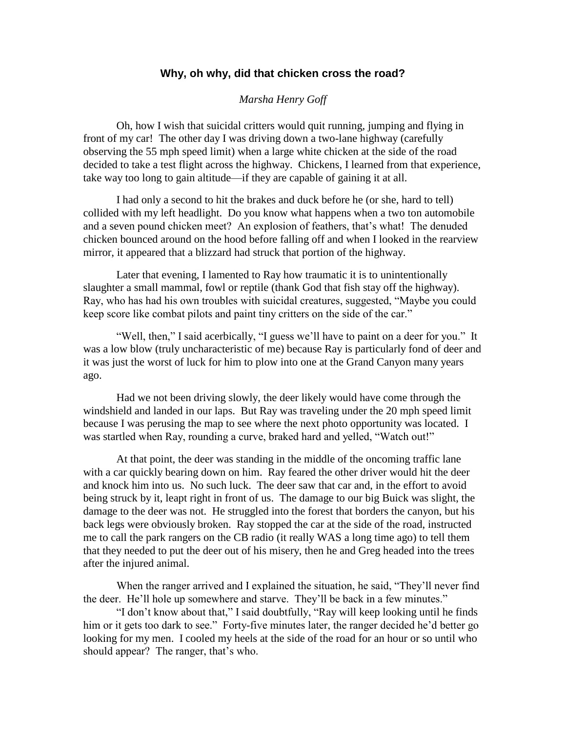## Why, oh why, did that chicken cross the road?

*Marsha Henry Goff*

Oh, how I wish that suicidal critters would quit running, jumping and flying in front of my car! The other day I was driving down a two-lane highway (carefully observing the 55 mph speed limit) when a large white chicken at the side of the road decided to take a test flight across the highway. Chickens, I learned from that experience, take way too long to gain altitude—if they are capable of gaining it at all.

I had only a second to hit the brakes and duck before he (or she, hard to tell) collided with my left headlight. Do you know what happens when a two ton automobile and a seven pound chicken meet? An explosion of feathers, that's what! The denuded chicken bounced around on the hood before falling off and when I looked in the rearview mirror, it appeared that a blizzard had struck that portion of the highway.

Later that evening, I lamented to Ray how traumatic it is to unintentionally slaughter a small mammal, fowl or reptile (thank God that fish stay off the highway). Ray, who has had his own troubles with suicidal creatures, suggested, "Maybe you could keep score like combat pilots and paint tiny critters on the side of the car."

"Well, then," I said acerbically, "I guess we'll have to paint on a deer for you." It was a low blow (truly uncharacteristic of me) because Ray is particularly fond of deer and it was just the worst of luck for him to plow into one at the Grand Canyon many years ago.

Had we not been driving slowly, the deer likely would have come through the windshield and landed in our laps. But Ray was traveling under the 20 mph speed limit because I was perusing the map to see where the next photo opportunity was located. I was startled when Ray, rounding a curve, braked hard and yelled, "Watch out!"

At that point, the deer was standing in the middle of the oncoming traffic lane with a car quickly bearing down on him. Ray feared the other driver would hit the deer and knock him into us. No such luck. The deer saw that car and, in the effort to avoid being struck by it, leapt right in front of us. The damage to our big Buick was slight, the damage to the deer was not. He struggled into the forest that borders the canyon, but his back legs were obviously broken. Ray stopped the car at the side of the road, instructed me to call the park rangers on the CB radio (it really WAS a long time ago) to tell them that they needed to put the deer out of his misery, then he and Greg headed into the trees after the injured animal.

When the ranger arrived and I explained the situation, he said, "They'll never find the deer. He'll hole up somewhere and starve. They'll be back in a few minutes."

"I don't know about that," I said doubtfully, "Ray will keep looking until he finds him or it gets too dark to see." Forty-five minutes later, the ranger decided he'd better go looking for my men. I cooled my heels at the side of the road for an hour or so until who should appear? The ranger, that's who.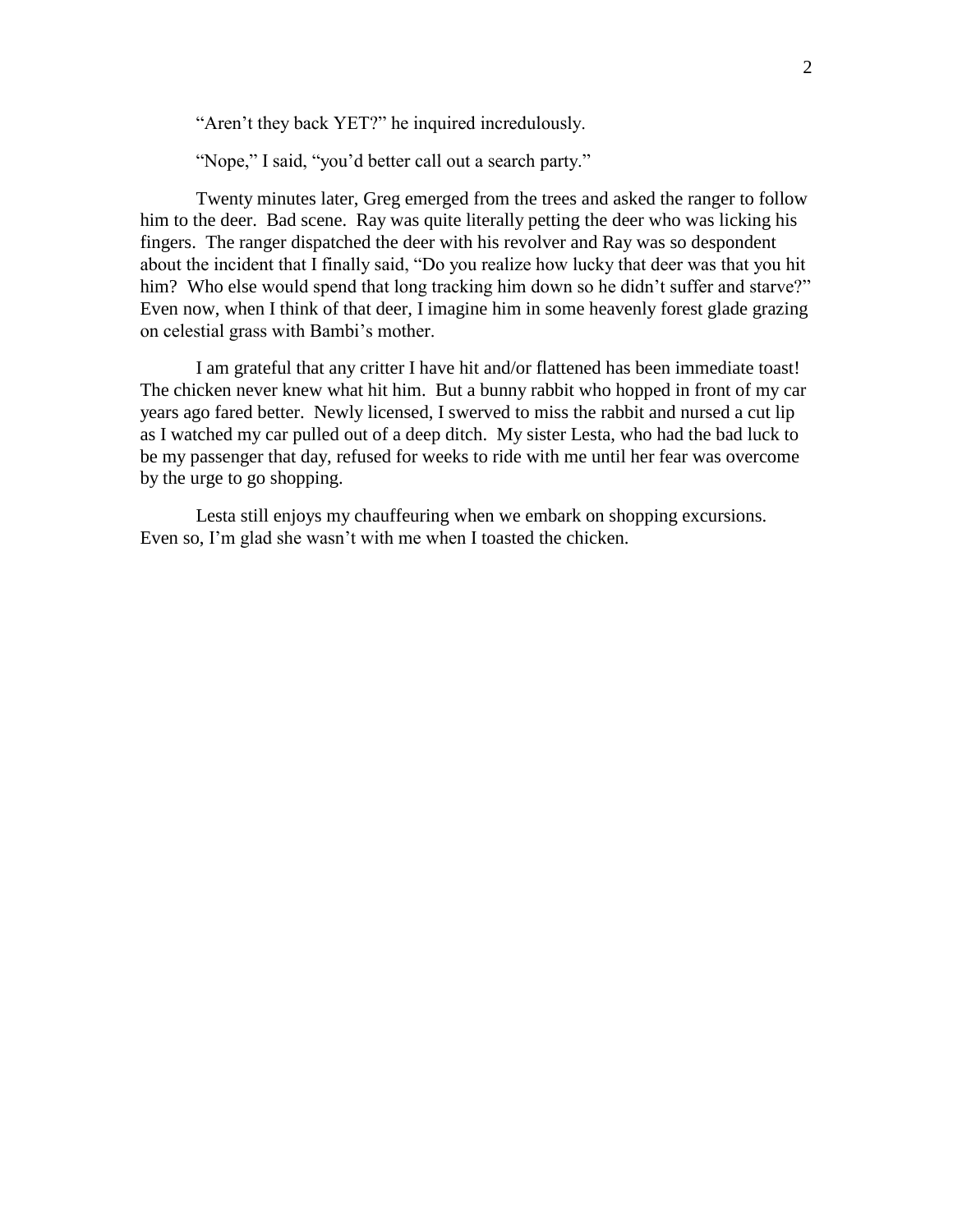"Aren't they back YET?" he inquired incredulously.

"Nope," I said, "you'd better call out a search party."

Twenty minutes later, Greg emerged from the trees and asked the ranger to follow him to the deer. Bad scene. Ray was quite literally petting the deer who was licking his fingers. The ranger dispatched the deer with his revolver and Ray was so despondent about the incident that I finally said, "Do you realize how lucky that deer was that you hit him? Who else would spend that long tracking him down so he didn't suffer and starve?" Even now, when I think of that deer, I imagine him in some heavenly forest glade grazing on celestial grass with Bambi's mother.

I am grateful that any critter I have hit and/or flattened has been immediate toast! The chicken never knew what hit him. But a bunny rabbit who hopped in front of my car years ago fared better. Newly licensed, I swerved to miss the rabbit and nursed a cut lip as I watched my car pulled out of a deep ditch. My sister Lesta, who had the bad luck to be my passenger that day, refused for weeks to ride with me until her fear was overcome by the urge to go shopping.

Lesta still enjoys my chauffeuring when we embark on shopping excursions. Even so, I'm glad she wasn't with me when I toasted the chicken.